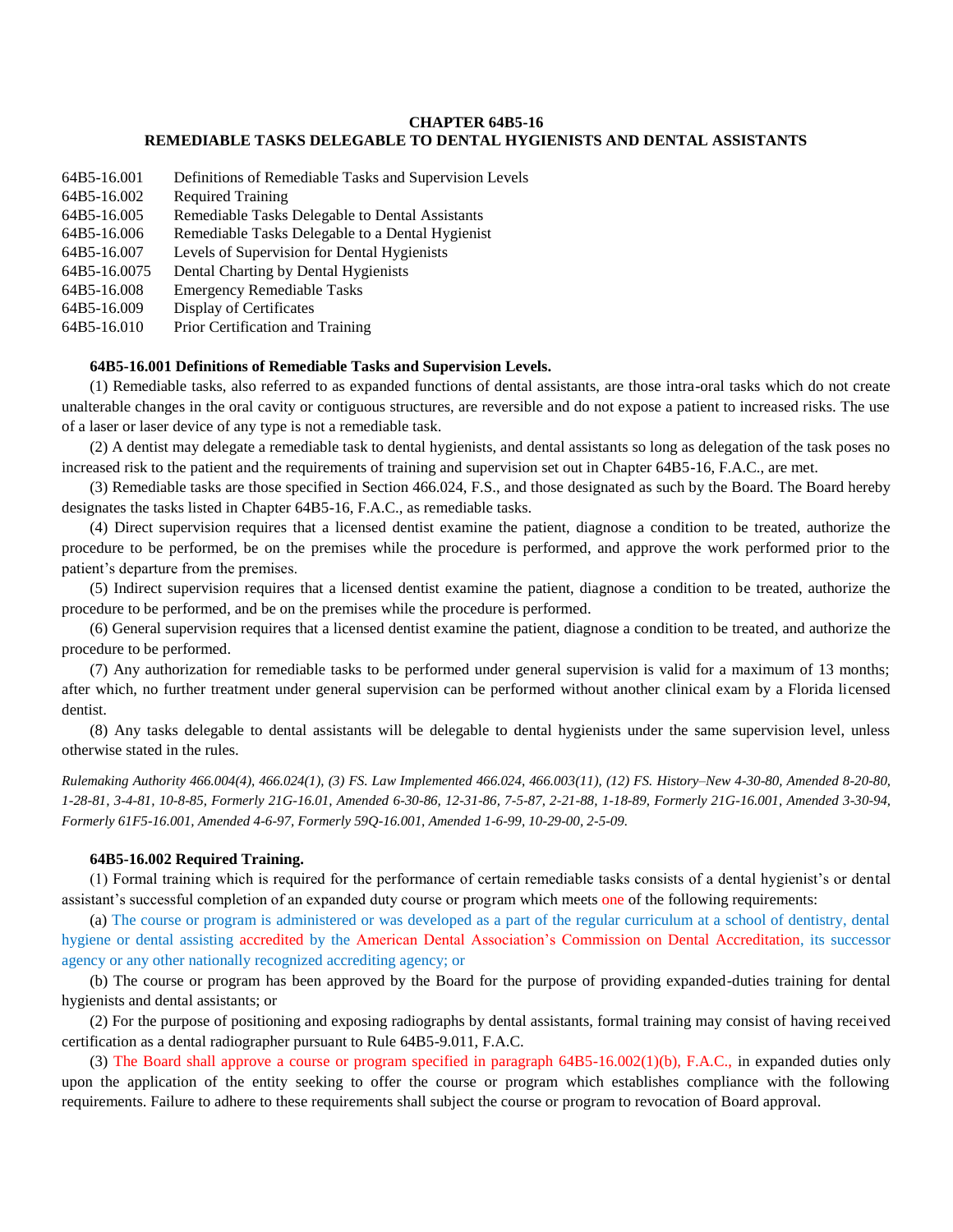# CHAPTER 64B5-16
## REMEDIABLE TASKS DELEGABLE TO DENTAL HYGIENISTS AND DENTAL ASSISTANTS

| | |
|---|---|
| 64B5-16.001 | Definitions of Remediable Tasks and Supervision Levels |
| 64B5-16.002 | Required Training |
| 64B5-16.005 | Remediable Tasks Delegable to Dental Assistants |
| 64B5-16.006 | Remediable Tasks Delegable to a Dental Hygienist |
| 64B5-16.007 | Levels of Supervision for Dental Hygienists |
| 64B5-16.0075 | Dental Charting by Dental Hygienists |
| 64B5-16.008 | Emergency Remediable Tasks |
| 64B5-16.009 | Display of Certificates |
| 64B5-16.010 | Prior Certification and Training |

### 64B5-16.001 Definitions of Remediable Tasks and Supervision Levels.

(1) Remediable tasks, also referred to as expanded functions of dental assistants, are those intra-oral tasks which do not create unalterable changes in the oral cavity or contiguous structures, are reversible and do not expose a patient to increased risks. The use of a laser or laser device of any type is not a remediable task.

(2) A dentist may delegate a remediable task to dental hygienists, and dental assistants so long as delegation of the task poses no increased risk to the patient and the requirements of training and supervision set out in Chapter 64B5-16, F.A.C., are met.

(3) Remediable tasks are those specified in Section 466.024, F.S., and those designated as such by the Board. The Board hereby designates the tasks listed in Chapter 64B5-16, F.A.C., as remediable tasks.

(4) Direct supervision requires that a licensed dentist examine the patient, diagnose a condition to be treated, authorize the procedure to be performed, be on the premises while the procedure is performed, and approve the work performed prior to the patient's departure from the premises.

(5) Indirect supervision requires that a licensed dentist examine the patient, diagnose a condition to be treated, authorize the procedure to be performed, and be on the premises while the procedure is performed.

(6) General supervision requires that a licensed dentist examine the patient, diagnose a condition to be treated, and authorize the procedure to be performed.

(7) Any authorization for remediable tasks to be performed under general supervision is valid for a maximum of 13 months; after which, no further treatment under general supervision can be performed without another clinical exam by a Florida licensed dentist.

(8) Any tasks delegable to dental assistants will be delegable to dental hygienists under the same supervision level, unless otherwise stated in the rules.

*Rulemaking Authority 466.004(4), 466.024(1), (3) FS. Law Implemented 466.024, 466.003(11), (12) FS. History–New 4-30-80, Amended 8-20-80, 1-28-81, 3-4-81, 10-8-85, Formerly 21G-16.01, Amended 6-30-86, 12-31-86, 7-5-87, 2-21-88, 1-18-89, Formerly 21G-16.001, Amended 3-30-94, Formerly 61F5-16.001, Amended 4-6-97, Formerly 59Q-16.001, Amended 1-6-99, 10-29-00, 2-5-09.*

### 64B5-16.002 Required Training.

(1) Formal training which is required for the performance of certain remediable tasks consists of a dental hygienist's or dental assistant's successful completion of an expanded duty course or program which meets one of the following requirements:

(a) The course or program is administered or was developed as a part of the regular curriculum at a school of dentistry, dental hygiene or dental assisting accredited by the American Dental Association's Commission on Dental Accreditation, its successor agency or any other nationally recognized accrediting agency; or

(b) The course or program has been approved by the Board for the purpose of providing expanded-duties training for dental hygienists and dental assistants; or

(2) For the purpose of positioning and exposing radiographs by dental assistants, formal training may consist of having received certification as a dental radiographer pursuant to Rule 64B5-9.011, F.A.C.

(3) The Board shall approve a course or program specified in paragraph 64B5-16.002(1)(b), F.A.C., in expanded duties only upon the application of the entity seeking to offer the course or program which establishes compliance with the following requirements. Failure to adhere to these requirements shall subject the course or program to revocation of Board approval.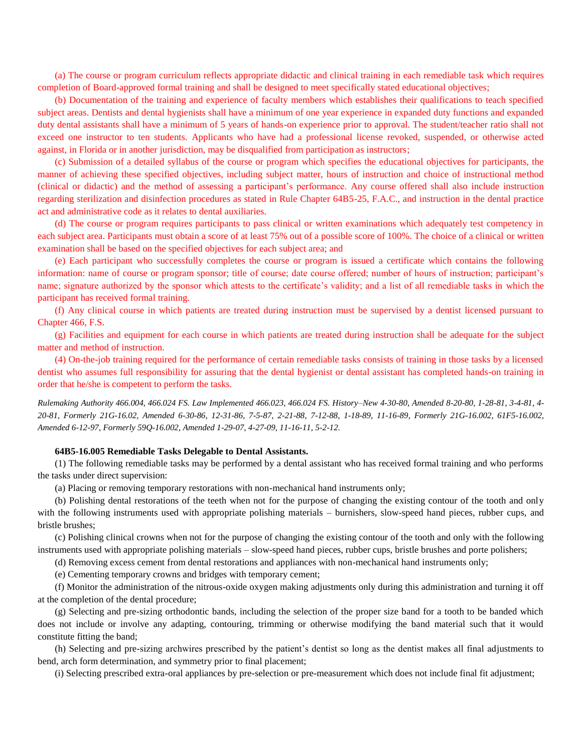(a) The course or program curriculum reflects appropriate didactic and clinical training in each remediable task which requires completion of Board-approved formal training and shall be designed to meet specifically stated educational objectives;

(b) Documentation of the training and experience of faculty members which establishes their qualifications to teach specified subject areas. Dentists and dental hygienists shall have a minimum of one year experience in expanded duty functions and expanded duty dental assistants shall have a minimum of 5 years of hands-on experience prior to approval. The student/teacher ratio shall not exceed one instructor to ten students. Applicants who have had a professional license revoked, suspended, or otherwise acted against, in Florida or in another jurisdiction, may be disqualified from participation as instructors;

(c) Submission of a detailed syllabus of the course or program which specifies the educational objectives for participants, the manner of achieving these specified objectives, including subject matter, hours of instruction and choice of instructional method (clinical or didactic) and the method of assessing a participant's performance. Any course offered shall also include instruction regarding sterilization and disinfection procedures as stated in Rule Chapter 64B5-25, F.A.C., and instruction in the dental practice act and administrative code as it relates to dental auxiliaries.

(d) The course or program requires participants to pass clinical or written examinations which adequately test competency in each subject area. Participants must obtain a score of at least 75% out of a possible score of 100%. The choice of a clinical or written examination shall be based on the specified objectives for each subject area; and

(e) Each participant who successfully completes the course or program is issued a certificate which contains the following information: name of course or program sponsor; title of course; date course offered; number of hours of instruction; participant's name; signature authorized by the sponsor which attests to the certificate's validity; and a list of all remediable tasks in which the participant has received formal training.

(f) Any clinical course in which patients are treated during instruction must be supervised by a dentist licensed pursuant to Chapter 466, F.S.

(g) Facilities and equipment for each course in which patients are treated during instruction shall be adequate for the subject matter and method of instruction.

(4) On-the-job training required for the performance of certain remediable tasks consists of training in those tasks by a licensed dentist who assumes full responsibility for assuring that the dental hygienist or dental assistant has completed hands-on training in order that he/she is competent to perform the tasks.

*Rulemaking Authority 466.004, 466.024 FS. Law Implemented 466.023, 466.024 FS. History–New 4-30-80, Amended 8-20-80, 1-28-81, 3-4-81, 4-20-81, Formerly 21G-16.02, Amended 6-30-86, 12-31-86, 7-5-87, 2-21-88, 7-12-88, 1-18-89, 11-16-89, Formerly 21G-16.002, 61F5-16.002, Amended 6-12-97, Formerly 59Q-16.002, Amended 1-29-07, 4-27-09, 11-16-11, 5-2-12.*

**64B5-16.005 Remediable Tasks Delegable to Dental Assistants.**

(1) The following remediable tasks may be performed by a dental assistant who has received formal training and who performs the tasks under direct supervision:

(a) Placing or removing temporary restorations with non-mechanical hand instruments only;

(b) Polishing dental restorations of the teeth when not for the purpose of changing the existing contour of the tooth and only with the following instruments used with appropriate polishing materials – burnishers, slow-speed hand pieces, rubber cups, and bristle brushes;

(c) Polishing clinical crowns when not for the purpose of changing the existing contour of the tooth and only with the following instruments used with appropriate polishing materials – slow-speed hand pieces, rubber cups, bristle brushes and porte polishers;

(d) Removing excess cement from dental restorations and appliances with non-mechanical hand instruments only;

(e) Cementing temporary crowns and bridges with temporary cement;

(f) Monitor the administration of the nitrous-oxide oxygen making adjustments only during this administration and turning it off at the completion of the dental procedure;

(g) Selecting and pre-sizing orthodontic bands, including the selection of the proper size band for a tooth to be banded which does not include or involve any adapting, contouring, trimming or otherwise modifying the band material such that it would constitute fitting the band;

(h) Selecting and pre-sizing archwires prescribed by the patient's dentist so long as the dentist makes all final adjustments to bend, arch form determination, and symmetry prior to final placement;

(i) Selecting prescribed extra-oral appliances by pre-selection or pre-measurement which does not include final fit adjustment;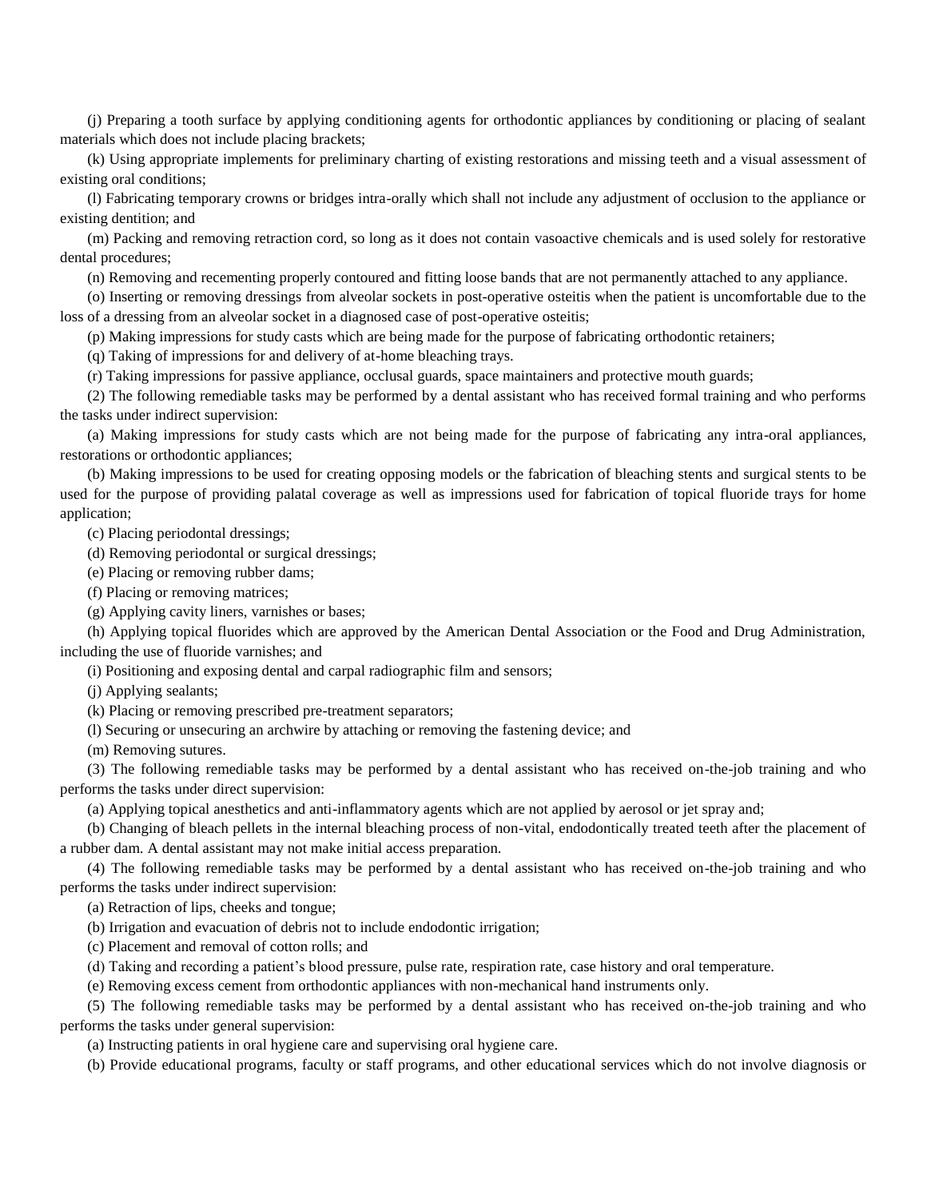(j) Preparing a tooth surface by applying conditioning agents for orthodontic appliances by conditioning or placing of sealant materials which does not include placing brackets;

(k) Using appropriate implements for preliminary charting of existing restorations and missing teeth and a visual assessment of existing oral conditions;

(l) Fabricating temporary crowns or bridges intra-orally which shall not include any adjustment of occlusion to the appliance or existing dentition; and

(m) Packing and removing retraction cord, so long as it does not contain vasoactive chemicals and is used solely for restorative dental procedures;

(n) Removing and recementing properly contoured and fitting loose bands that are not permanently attached to any appliance.

(o) Inserting or removing dressings from alveolar sockets in post-operative osteitis when the patient is uncomfortable due to the loss of a dressing from an alveolar socket in a diagnosed case of post-operative osteitis;

(p) Making impressions for study casts which are being made for the purpose of fabricating orthodontic retainers;

(q) Taking of impressions for and delivery of at-home bleaching trays.

(r) Taking impressions for passive appliance, occlusal guards, space maintainers and protective mouth guards;

(2) The following remediable tasks may be performed by a dental assistant who has received formal training and who performs the tasks under indirect supervision:

(a) Making impressions for study casts which are not being made for the purpose of fabricating any intra-oral appliances, restorations or orthodontic appliances;

(b) Making impressions to be used for creating opposing models or the fabrication of bleaching stents and surgical stents to be used for the purpose of providing palatal coverage as well as impressions used for fabrication of topical fluoride trays for home application;

(c) Placing periodontal dressings;

(d) Removing periodontal or surgical dressings;

(e) Placing or removing rubber dams;

(f) Placing or removing matrices;

(g) Applying cavity liners, varnishes or bases;

(h) Applying topical fluorides which are approved by the American Dental Association or the Food and Drug Administration, including the use of fluoride varnishes; and

(i) Positioning and exposing dental and carpal radiographic film and sensors;

(j) Applying sealants;

(k) Placing or removing prescribed pre-treatment separators;

(l) Securing or unsecuring an archwire by attaching or removing the fastening device; and

(m) Removing sutures.

(3) The following remediable tasks may be performed by a dental assistant who has received on-the-job training and who performs the tasks under direct supervision:

(a) Applying topical anesthetics and anti-inflammatory agents which are not applied by aerosol or jet spray and;

(b) Changing of bleach pellets in the internal bleaching process of non-vital, endodontically treated teeth after the placement of a rubber dam. A dental assistant may not make initial access preparation.

(4) The following remediable tasks may be performed by a dental assistant who has received on-the-job training and who performs the tasks under indirect supervision:

(a) Retraction of lips, cheeks and tongue;

(b) Irrigation and evacuation of debris not to include endodontic irrigation;

(c) Placement and removal of cotton rolls; and

(d) Taking and recording a patient's blood pressure, pulse rate, respiration rate, case history and oral temperature.

(e) Removing excess cement from orthodontic appliances with non-mechanical hand instruments only.

(5) The following remediable tasks may be performed by a dental assistant who has received on-the-job training and who performs the tasks under general supervision:

(a) Instructing patients in oral hygiene care and supervising oral hygiene care.

(b) Provide educational programs, faculty or staff programs, and other educational services which do not involve diagnosis or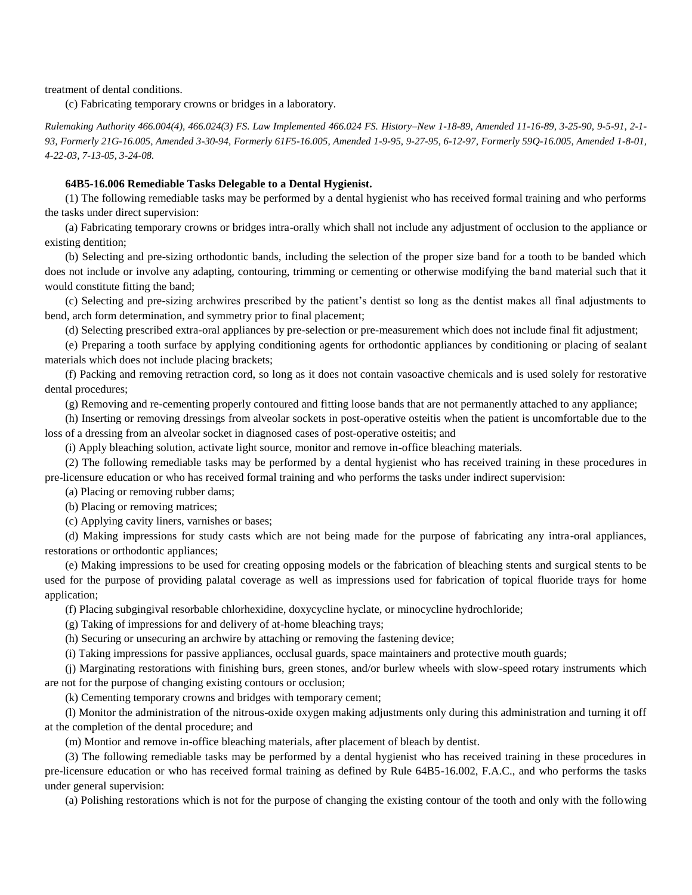treatment of dental conditions.

(c) Fabricating temporary crowns or bridges in a laboratory.

*Rulemaking Authority 466.004(4), 466.024(3) FS. Law Implemented 466.024 FS. History–New 1-18-89, Amended 11-16-89, 3-25-90, 9-5-91, 2-1-93, Formerly 21G-16.005, Amended 3-30-94, Formerly 61F5-16.005, Amended 1-9-95, 9-27-95, 6-12-97, Formerly 59Q-16.005, Amended 1-8-01, 4-22-03, 7-13-05, 3-24-08.*

**64B5-16.006 Remediable Tasks Delegable to a Dental Hygienist.**

(1) The following remediable tasks may be performed by a dental hygienist who has received formal training and who performs the tasks under direct supervision:

(a) Fabricating temporary crowns or bridges intra-orally which shall not include any adjustment of occlusion to the appliance or existing dentition;

(b) Selecting and pre-sizing orthodontic bands, including the selection of the proper size band for a tooth to be banded which does not include or involve any adapting, contouring, trimming or cementing or otherwise modifying the band material such that it would constitute fitting the band;

(c) Selecting and pre-sizing archwires prescribed by the patient's dentist so long as the dentist makes all final adjustments to bend, arch form determination, and symmetry prior to final placement;

(d) Selecting prescribed extra-oral appliances by pre-selection or pre-measurement which does not include final fit adjustment;

(e) Preparing a tooth surface by applying conditioning agents for orthodontic appliances by conditioning or placing of sealant materials which does not include placing brackets;

(f) Packing and removing retraction cord, so long as it does not contain vasoactive chemicals and is used solely for restorative dental procedures;

(g) Removing and re-cementing properly contoured and fitting loose bands that are not permanently attached to any appliance;

(h) Inserting or removing dressings from alveolar sockets in post-operative osteitis when the patient is uncomfortable due to the loss of a dressing from an alveolar socket in diagnosed cases of post-operative osteitis; and

(i) Apply bleaching solution, activate light source, monitor and remove in-office bleaching materials.

(2) The following remediable tasks may be performed by a dental hygienist who has received training in these procedures in pre-licensure education or who has received formal training and who performs the tasks under indirect supervision:

(a) Placing or removing rubber dams;

(b) Placing or removing matrices;

(c) Applying cavity liners, varnishes or bases;

(d) Making impressions for study casts which are not being made for the purpose of fabricating any intra-oral appliances, restorations or orthodontic appliances;

(e) Making impressions to be used for creating opposing models or the fabrication of bleaching stents and surgical stents to be used for the purpose of providing palatal coverage as well as impressions used for fabrication of topical fluoride trays for home application;

(f) Placing subgingival resorbable chlorhexidine, doxycycline hyclate, or minocycline hydrochloride;

(g) Taking of impressions for and delivery of at-home bleaching trays;

(h) Securing or unsecuring an archwire by attaching or removing the fastening device;

(i) Taking impressions for passive appliances, occlusal guards, space maintainers and protective mouth guards;

(j) Marginating restorations with finishing burs, green stones, and/or burlew wheels with slow-speed rotary instruments which are not for the purpose of changing existing contours or occlusion;

(k) Cementing temporary crowns and bridges with temporary cement;

(l) Monitor the administration of the nitrous-oxide oxygen making adjustments only during this administration and turning it off at the completion of the dental procedure; and

(m) Montior and remove in-office bleaching materials, after placement of bleach by dentist.

(3) The following remediable tasks may be performed by a dental hygienist who has received training in these procedures in pre-licensure education or who has received formal training as defined by Rule 64B5-16.002, F.A.C., and who performs the tasks under general supervision:

(a) Polishing restorations which is not for the purpose of changing the existing contour of the tooth and only with the following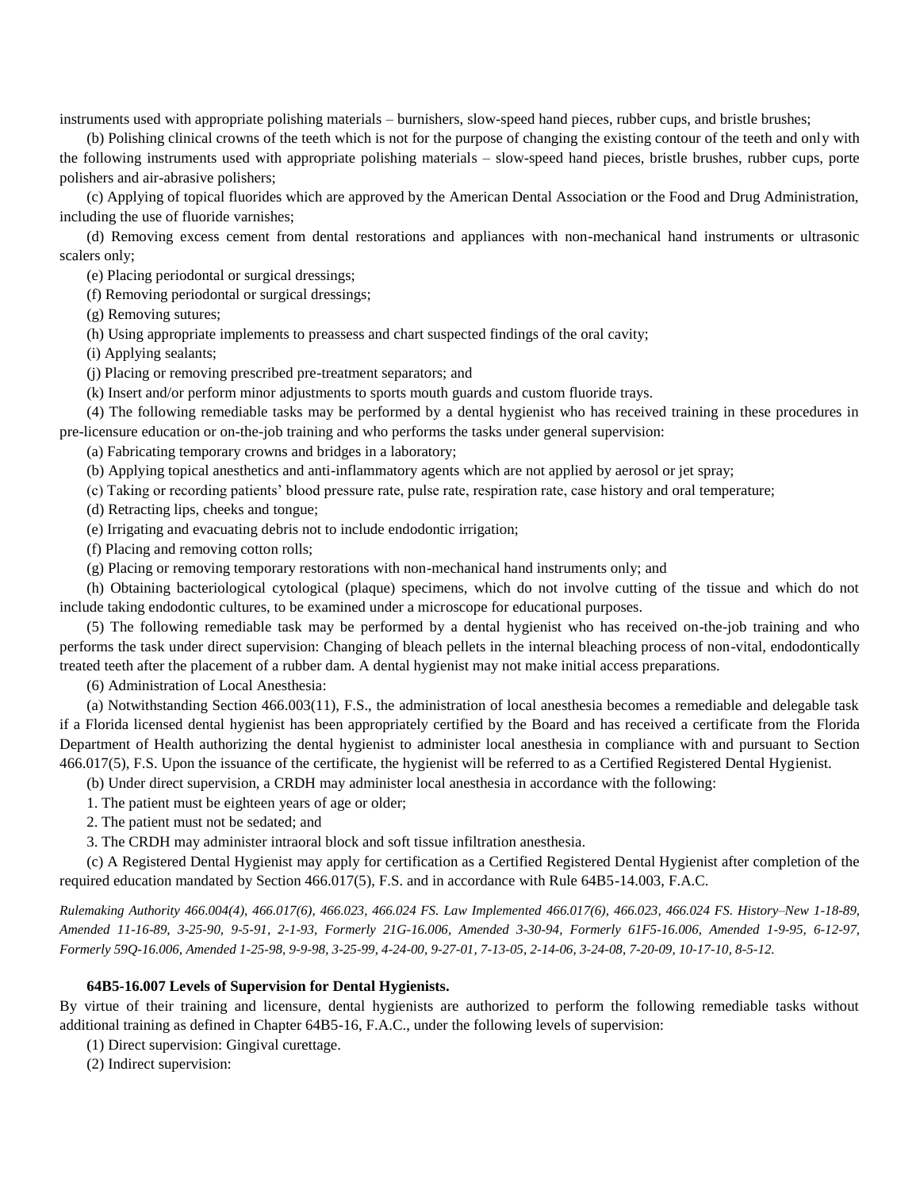instruments used with appropriate polishing materials – burnishers, slow-speed hand pieces, rubber cups, and bristle brushes;

(b) Polishing clinical crowns of the teeth which is not for the purpose of changing the existing contour of the teeth and only with the following instruments used with appropriate polishing materials – slow-speed hand pieces, bristle brushes, rubber cups, porte polishers and air-abrasive polishers;

(c) Applying of topical fluorides which are approved by the American Dental Association or the Food and Drug Administration, including the use of fluoride varnishes;

(d) Removing excess cement from dental restorations and appliances with non-mechanical hand instruments or ultrasonic scalers only;

(e) Placing periodontal or surgical dressings;

(f) Removing periodontal or surgical dressings;

(g) Removing sutures;

(h) Using appropriate implements to preassess and chart suspected findings of the oral cavity;

(i) Applying sealants;

(j) Placing or removing prescribed pre-treatment separators; and

(k) Insert and/or perform minor adjustments to sports mouth guards and custom fluoride trays.

(4) The following remediable tasks may be performed by a dental hygienist who has received training in these procedures in pre-licensure education or on-the-job training and who performs the tasks under general supervision:

(a) Fabricating temporary crowns and bridges in a laboratory;

(b) Applying topical anesthetics and anti-inflammatory agents which are not applied by aerosol or jet spray;

(c) Taking or recording patients' blood pressure rate, pulse rate, respiration rate, case history and oral temperature;

(d) Retracting lips, cheeks and tongue;

(e) Irrigating and evacuating debris not to include endodontic irrigation;

(f) Placing and removing cotton rolls;

(g) Placing or removing temporary restorations with non-mechanical hand instruments only; and

(h) Obtaining bacteriological cytological (plaque) specimens, which do not involve cutting of the tissue and which do not include taking endodontic cultures, to be examined under a microscope for educational purposes.

(5) The following remediable task may be performed by a dental hygienist who has received on-the-job training and who performs the task under direct supervision: Changing of bleach pellets in the internal bleaching process of non-vital, endodontically treated teeth after the placement of a rubber dam. A dental hygienist may not make initial access preparations.

(6) Administration of Local Anesthesia:

(a) Notwithstanding Section 466.003(11), F.S., the administration of local anesthesia becomes a remediable and delegable task if a Florida licensed dental hygienist has been appropriately certified by the Board and has received a certificate from the Florida Department of Health authorizing the dental hygienist to administer local anesthesia in compliance with and pursuant to Section 466.017(5), F.S. Upon the issuance of the certificate, the hygienist will be referred to as a Certified Registered Dental Hygienist.

(b) Under direct supervision, a CRDH may administer local anesthesia in accordance with the following:

1. The patient must be eighteen years of age or older;

2. The patient must not be sedated; and

3. The CRDH may administer intraoral block and soft tissue infiltration anesthesia.

(c) A Registered Dental Hygienist may apply for certification as a Certified Registered Dental Hygienist after completion of the required education mandated by Section 466.017(5), F.S. and in accordance with Rule 64B5-14.003, F.A.C.

*Rulemaking Authority 466.004(4), 466.017(6), 466.023, 466.024 FS. Law Implemented 466.017(6), 466.023, 466.024 FS. History–New 1-18-89, Amended 11-16-89, 3-25-90, 9-5-91, 2-1-93, Formerly 21G-16.006, Amended 3-30-94, Formerly 61F5-16.006, Amended 1-9-95, 6-12-97, Formerly 59Q-16.006, Amended 1-25-98, 9-9-98, 3-25-99, 4-24-00, 9-27-01, 7-13-05, 2-14-06, 3-24-08, 7-20-09, 10-17-10, 8-5-12.*

**64B5-16.007 Levels of Supervision for Dental Hygienists.**

By virtue of their training and licensure, dental hygienists are authorized to perform the following remediable tasks without additional training as defined in Chapter 64B5-16, F.A.C., under the following levels of supervision:

(1) Direct supervision: Gingival curettage.

(2) Indirect supervision: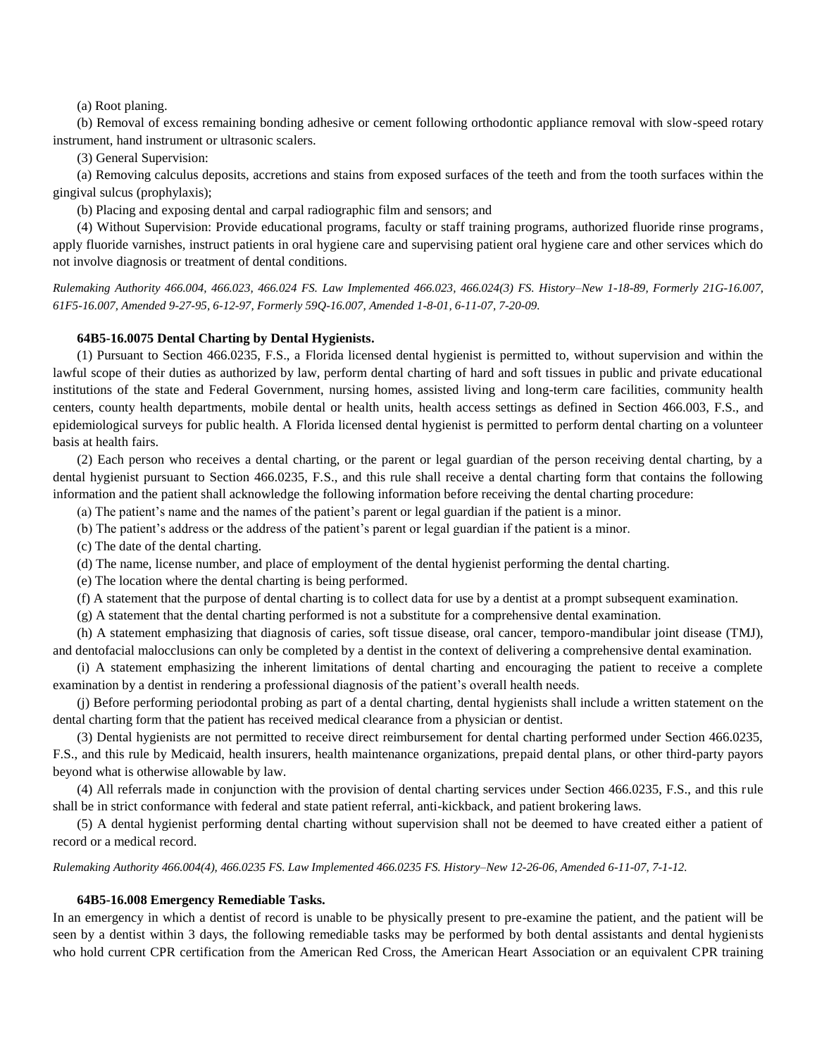(a) Root planing.

(b) Removal of excess remaining bonding adhesive or cement following orthodontic appliance removal with slow-speed rotary instrument, hand instrument or ultrasonic scalers.

(3) General Supervision:

(a) Removing calculus deposits, accretions and stains from exposed surfaces of the teeth and from the tooth surfaces within the gingival sulcus (prophylaxis);

(b) Placing and exposing dental and carpal radiographic film and sensors; and

(4) Without Supervision: Provide educational programs, faculty or staff training programs, authorized fluoride rinse programs, apply fluoride varnishes, instruct patients in oral hygiene care and supervising patient oral hygiene care and other services which do not involve diagnosis or treatment of dental conditions.

*Rulemaking Authority 466.004, 466.023, 466.024 FS. Law Implemented 466.023, 466.024(3) FS. History–New 1-18-89, Formerly 21G-16.007, 61F5-16.007, Amended 9-27-95, 6-12-97, Formerly 59Q-16.007, Amended 1-8-01, 6-11-07, 7-20-09.*

### 64B5-16.0075 Dental Charting by Dental Hygienists.

(1) Pursuant to Section 466.0235, F.S., a Florida licensed dental hygienist is permitted to, without supervision and within the lawful scope of their duties as authorized by law, perform dental charting of hard and soft tissues in public and private educational institutions of the state and Federal Government, nursing homes, assisted living and long-term care facilities, community health centers, county health departments, mobile dental or health units, health access settings as defined in Section 466.003, F.S., and epidemiological surveys for public health. A Florida licensed dental hygienist is permitted to perform dental charting on a volunteer basis at health fairs.

(2) Each person who receives a dental charting, or the parent or legal guardian of the person receiving dental charting, by a dental hygienist pursuant to Section 466.0235, F.S., and this rule shall receive a dental charting form that contains the following information and the patient shall acknowledge the following information before receiving the dental charting procedure:

(a) The patient's name and the names of the patient's parent or legal guardian if the patient is a minor.

(b) The patient's address or the address of the patient's parent or legal guardian if the patient is a minor.

(c) The date of the dental charting.

(d) The name, license number, and place of employment of the dental hygienist performing the dental charting.

(e) The location where the dental charting is being performed.

(f) A statement that the purpose of dental charting is to collect data for use by a dentist at a prompt subsequent examination.

(g) A statement that the dental charting performed is not a substitute for a comprehensive dental examination.

(h) A statement emphasizing that diagnosis of caries, soft tissue disease, oral cancer, temporo-mandibular joint disease (TMJ), and dentofacial malocclusions can only be completed by a dentist in the context of delivering a comprehensive dental examination.

(i) A statement emphasizing the inherent limitations of dental charting and encouraging the patient to receive a complete examination by a dentist in rendering a professional diagnosis of the patient's overall health needs.

(j) Before performing periodontal probing as part of a dental charting, dental hygienists shall include a written statement on the dental charting form that the patient has received medical clearance from a physician or dentist.

(3) Dental hygienists are not permitted to receive direct reimbursement for dental charting performed under Section 466.0235, F.S., and this rule by Medicaid, health insurers, health maintenance organizations, prepaid dental plans, or other third-party payors beyond what is otherwise allowable by law.

(4) All referrals made in conjunction with the provision of dental charting services under Section 466.0235, F.S., and this rule shall be in strict conformance with federal and state patient referral, anti-kickback, and patient brokering laws.

(5) A dental hygienist performing dental charting without supervision shall not be deemed to have created either a patient of record or a medical record.

*Rulemaking Authority 466.004(4), 466.0235 FS. Law Implemented 466.0235 FS. History–New 12-26-06, Amended 6-11-07, 7-1-12.*

### 64B5-16.008 Emergency Remediable Tasks.

In an emergency in which a dentist of record is unable to be physically present to pre-examine the patient, and the patient will be seen by a dentist within 3 days, the following remediable tasks may be performed by both dental assistants and dental hygienists who hold current CPR certification from the American Red Cross, the American Heart Association or an equivalent CPR training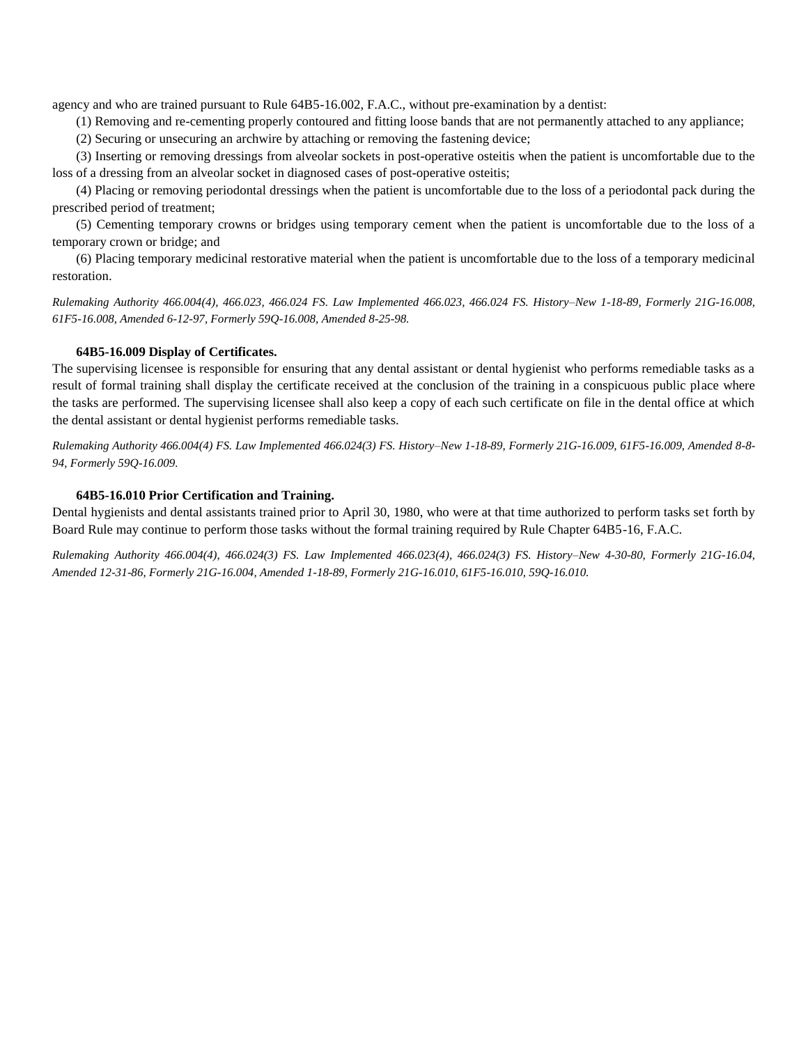agency and who are trained pursuant to Rule 64B5-16.002, F.A.C., without pre-examination by a dentist:

(1) Removing and re-cementing properly contoured and fitting loose bands that are not permanently attached to any appliance;

(2) Securing or unsecuring an archwire by attaching or removing the fastening device;

(3) Inserting or removing dressings from alveolar sockets in post-operative osteitis when the patient is uncomfortable due to the loss of a dressing from an alveolar socket in diagnosed cases of post-operative osteitis;

(4) Placing or removing periodontal dressings when the patient is uncomfortable due to the loss of a periodontal pack during the prescribed period of treatment;

(5) Cementing temporary crowns or bridges using temporary cement when the patient is uncomfortable due to the loss of a temporary crown or bridge; and

(6) Placing temporary medicinal restorative material when the patient is uncomfortable due to the loss of a temporary medicinal restoration.

*Rulemaking Authority 466.004(4), 466.023, 466.024 FS. Law Implemented 466.023, 466.024 FS. History–New 1-18-89, Formerly 21G-16.008, 61F5-16.008, Amended 6-12-97, Formerly 59Q-16.008, Amended 8-25-98.*

**64B5-16.009 Display of Certificates.**

The supervising licensee is responsible for ensuring that any dental assistant or dental hygienist who performs remediable tasks as a result of formal training shall display the certificate received at the conclusion of the training in a conspicuous public place where the tasks are performed. The supervising licensee shall also keep a copy of each such certificate on file in the dental office at which the dental assistant or dental hygienist performs remediable tasks.

*Rulemaking Authority 466.004(4) FS. Law Implemented 466.024(3) FS. History–New 1-18-89, Formerly 21G-16.009, 61F5-16.009, Amended 8-8-94, Formerly 59Q-16.009.*

**64B5-16.010 Prior Certification and Training.**

Dental hygienists and dental assistants trained prior to April 30, 1980, who were at that time authorized to perform tasks set forth by Board Rule may continue to perform those tasks without the formal training required by Rule Chapter 64B5-16, F.A.C.

*Rulemaking Authority 466.004(4), 466.024(3) FS. Law Implemented 466.023(4), 466.024(3) FS. History–New 4-30-80, Formerly 21G-16.04, Amended 12-31-86, Formerly 21G-16.004, Amended 1-18-89, Formerly 21G-16.010, 61F5-16.010, 59Q-16.010.*